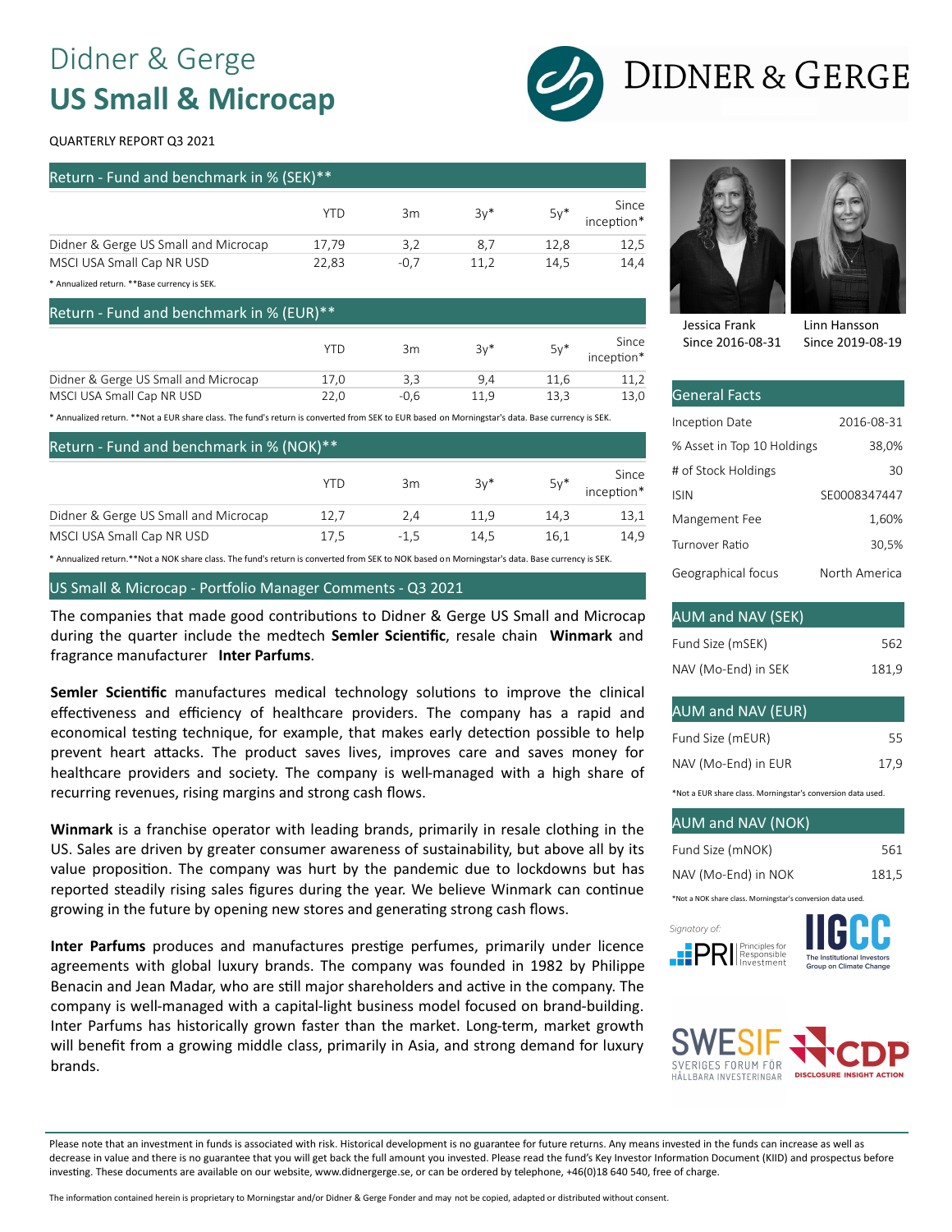# Didner & Gerge
# US Small & Microcap

QUARTERLY REPORT Q3 2021

## Return - Fund and benchmark in % (SEK)**

| | YTD | 3m | 3y* | 5y* | Since inception* |
|---|---|---|---|---|---|
| Didner & Gerge US Small and Microcap | 17,79 | 3,2 | 8,7 | 12,8 | 12,5 |
| MSCI USA Small Cap NR USD | 22,83 | -0,7 | 11,2 | 14,5 | 14,4 |

* Annualized return. **Base currency is SEK.

## Return - Fund and benchmark in % (EUR)**

| | YTD | 3m | 3y* | 5y* | Since inception* |
|---|---|---|---|---|---|
| Didner & Gerge US Small and Microcap | 17,0 | 3,3 | 9,4 | 11,6 | 11,2 |
| MSCI USA Small Cap NR USD | 22,0 | -0,6 | 11,9 | 13,3 | 13,0 |

* Annualized return. **Not a EUR share class. The fund's return is converted from SEK to EUR based on Morningstar's data. Base currency is SEK.

## Return - Fund and benchmark in % (NOK)**

| | YTD | 3m | 3y* | 5y* | Since inception* |
|---|---|---|---|---|---|
| Didner & Gerge US Small and Microcap | 12,7 | 2,4 | 11,9 | 14,3 | 13,1 |
| MSCI USA Small Cap NR USD | 17,5 | -1,5 | 14,5 | 16,1 | 14,9 |

* Annualized return.**Not a NOK share class. The fund's return is converted from SEK to NOK based on Morningstar's data. Base currency is SEK.

## US Small & Microcap - Portfolio Manager Comments - Q3 2021

The companies that made good contributions to Didner & Gerge US Small and Microcap during the quarter include the medtech **Semler Scientific**, resale chain **Winmark** and fragrance manufacturer **Inter Parfums**.

**Semler Scientific** manufactures medical technology solutions to improve the clinical effectiveness and efficiency of healthcare providers. The company has a rapid and economical testing technique, for example, that makes early detection possible to help prevent heart attacks. The product saves lives, improves care and saves money for healthcare providers and society. The company is well-managed with a high share of recurring revenues, rising margins and strong cash flows.

**Winmark** is a franchise operator with leading brands, primarily in resale clothing in the US. Sales are driven by greater consumer awareness of sustainability, but above all by its value proposition. The company was hurt by the pandemic due to lockdowns but has reported steadily rising sales figures during the year. We believe Winmark can continue growing in the future by opening new stores and generating strong cash flows.

**Inter Parfums** produces and manufactures prestige perfumes, primarily under licence agreements with global luxury brands. The company was founded in 1982 by Philippe Benacin and Jean Madar, who are still major shareholders and active in the company. The company is well-managed with a capital-light business model focused on brand-building. Inter Parfums has historically grown faster than the market. Long-term, market growth will benefit from a growing middle class, primarily in Asia, and strong demand for luxury brands.

Jessica Frank
Since 2016-08-31

Linn Hansson
Since 2019-08-19

## General Facts

| | |
|---|---|
| Inception Date | 2016-08-31 |
| % Asset in Top 10 Holdings | 38,0% |
| # of Stock Holdings | 30 |
| ISIN | SE0008347447 |
| Mangement Fee | 1,60% |
| Turnover Ratio | 30,5% |
| Geographical focus | North America |

## AUM and NAV (SEK)

| | |
|---|---|
| Fund Size (mSEK) | 562 |
| NAV (Mo-End) in SEK | 181,9 |

## AUM and NAV (EUR)

| | |
|---|---|
| Fund Size (mEUR) | 55 |
| NAV (Mo-End) in EUR | 17,9 |

*Not a EUR share class. Morningstar's conversion data used.

## AUM and NAV (NOK)

| | |
|---|---|
| Fund Size (mNOK) | 561 |
| NAV (Mo-End) in NOK | 181,5 |

*Not a NOK share class. Morningstar's conversion data used.

Signatory of: PRI Principles for Responsible Investment; IIGCC The Institutional Investors Group on Climate Change; SWESIF Sveriges Forum för Hållbara Investeringar; CDP Disclosure Insight Action

Please note that an investment in funds is associated with risk. Historical development is no guarantee for future returns. Any means invested in the funds can increase as well as decrease in value and there is no guarantee that you will get back the full amount you invested. Please read the fund's Key Investor Information Document (KIID) and prospectus before investing. These documents are available on our website, www.didnergerge.se, or can be ordered by telephone, +46(0)18 640 540, free of charge.

The information contained herein is proprietary to Morningstar and/or Didner & Gerge Fonder and may not be copied, adapted or distributed without consent.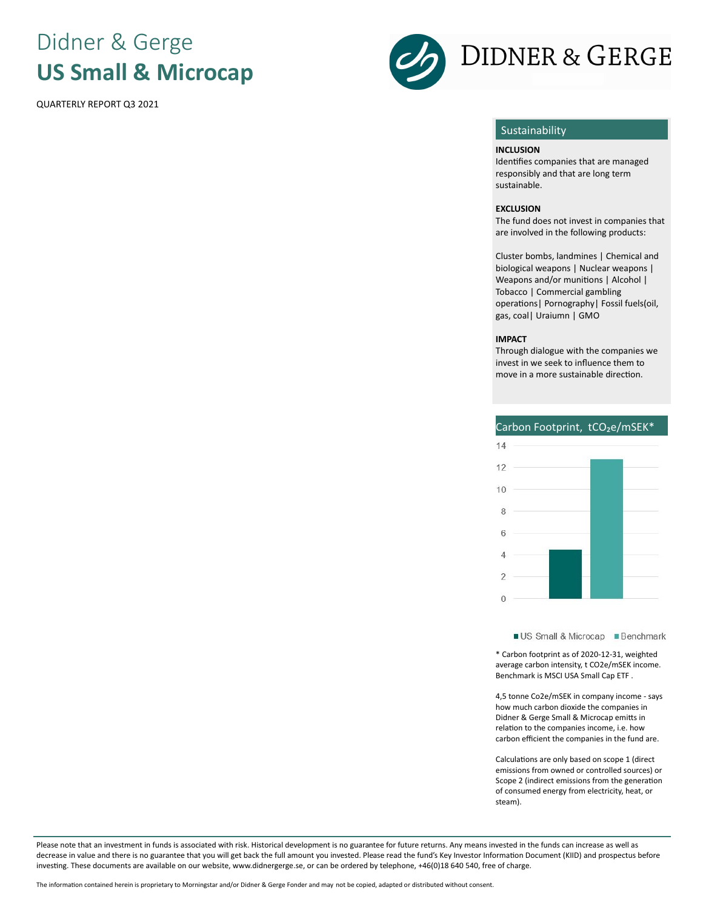# Didner & Gerge
# US Small & Microcap

QUARTERLY REPORT Q3 2021

## Sustainability

**INCLUSION**

Identifies companies that are managed responsibly and that are long term sustainable.

**EXCLUSION**

The fund does not invest in companies that are involved in the following products:

Cluster bombs, landmines | Chemical and biological weapons | Nuclear weapons | Weapons and/or munitions | Alcohol | Tobacco | Commercial gambling operations| Pornography| Fossil fuels(oil, gas, coal| Uraiumn | GMO

**IMPACT**

Through dialogue with the companies we invest in we seek to influence them to move in a more sustainable direction.

## Carbon Footprint, $tCO_2e/mSEK$*

| | Carbon Footprint |
|---|---|
| US Small & Microcap | 4.5 |
| Benchmark | ~12.8 |

\* Carbon footprint as of 2020-12-31, weighted average carbon intensity, t CO2e/mSEK income. Benchmark is MSCI USA Small Cap ETF .

4,5 tonne Co2e/mSEK in company income - says how much carbon dioxide the companies in Didner & Gerge Small & Microcap emitts in relation to the companies income, i.e. how carbon efficient the companies in the fund are.

Calculations are only based on scope 1 (direct emissions from owned or controlled sources) or Scope 2 (indirect emissions from the generation of consumed energy from electricity, heat, or steam).

Please note that an investment in funds is associated with risk. Historical development is no guarantee for future returns. Any means invested in the funds can increase as well as decrease in value and there is no guarantee that you will get back the full amount you invested. Please read the fund's Key Investor Information Document (KIID) and prospectus before investing. These documents are available on our website, www.didnergerge.se, or can be ordered by telephone, +46(0)18 640 540, free of charge.

The information contained herein is proprietary to Morningstar and/or Didner & Gerge Fonder and may not be copied, adapted or distributed without consent.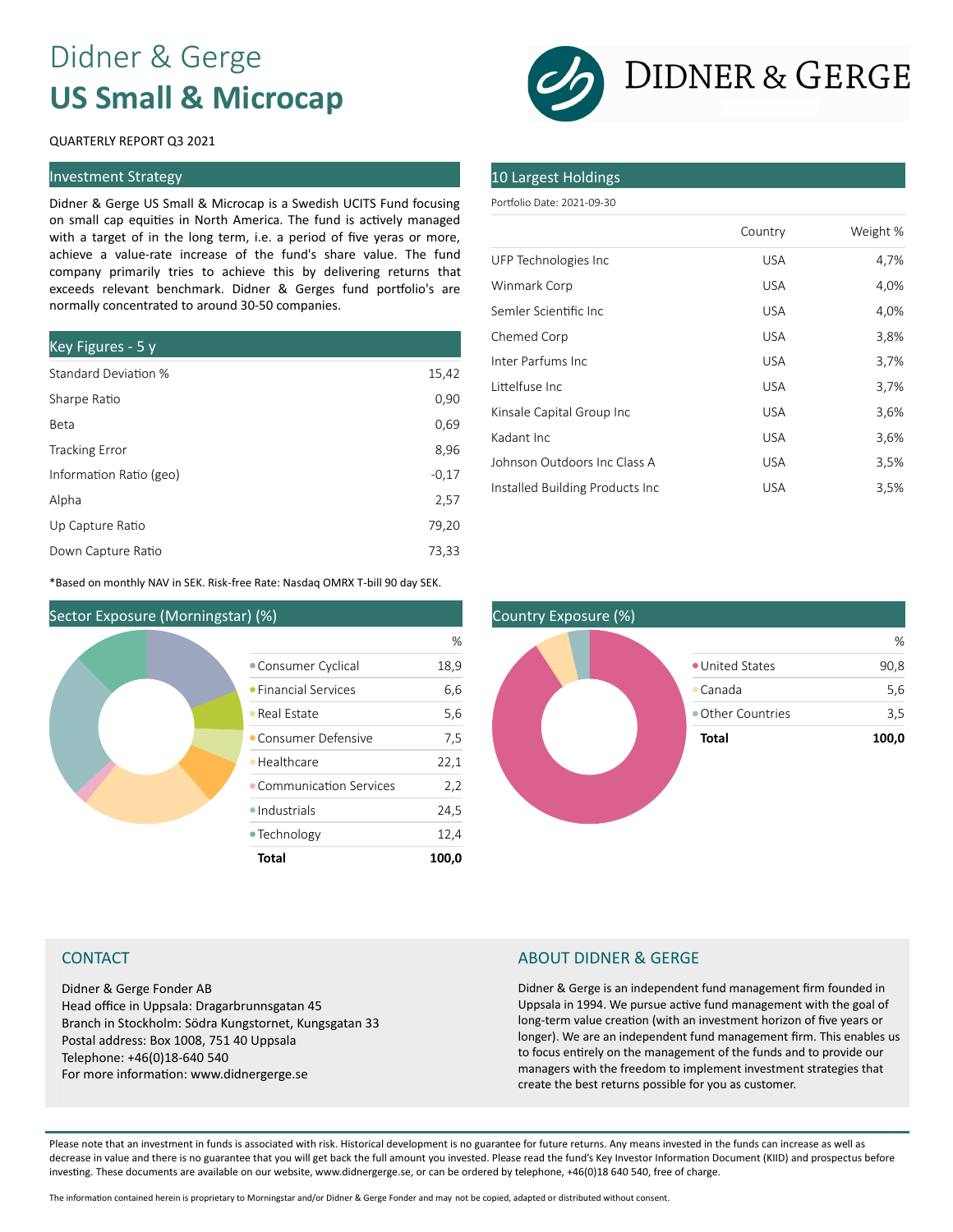# Didner & Gerge
# US Small & Microcap

DIDNER & GERGE

QUARTERLY REPORT Q3 2021

## Investment Strategy

Didner & Gerge US Small & Microcap is a Swedish UCITS Fund focusing on small cap equities in North America. The fund is actively managed with a target of in the long term, i.e. a period of five yeras or more, achieve a value-rate increase of the fund's share value. The fund company primarily tries to achieve this by delivering returns that exceeds relevant benchmark. Didner & Gerges fund portfolio's are normally concentrated to around 30-50 companies.

## Key Figures - 5 y

| | |
|---|---|
| Standard Deviation % | 15,42 |
| Sharpe Ratio | 0,90 |
| Beta | 0,69 |
| Tracking Error | 8,96 |
| Information Ratio (geo) | -0,17 |
| Alpha | 2,57 |
| Up Capture Ratio | 79,20 |
| Down Capture Ratio | 73,33 |

*Based on monthly NAV in SEK. Risk-free Rate: Nasdaq OMRX T-bill 90 day SEK.

## 10 Largest Holdings

Portfolio Date: 2021-09-30

| | Country | Weight % |
|---|---|---|
| UFP Technologies Inc | USA | 4,7% |
| Winmark Corp | USA | 4,0% |
| Semler Scientific Inc | USA | 4,0% |
| Chemed Corp | USA | 3,8% |
| Inter Parfums Inc | USA | 3,7% |
| Littelfuse Inc | USA | 3,7% |
| Kinsale Capital Group Inc | USA | 3,6% |
| Kadant Inc | USA | 3,6% |
| Johnson Outdoors Inc Class A | USA | 3,5% |
| Installed Building Products Inc | USA | 3,5% |

## Sector Exposure (Morningstar) (%)

| | % |
|---|---|
| Consumer Cyclical | 18,9 |
| Financial Services | 6,6 |
| Real Estate | 5,6 |
| Consumer Defensive | 7,5 |
| Healthcare | 22,1 |
| Communication Services | 2,2 |
| Industrials | 24,5 |
| Technology | 12,4 |
| **Total** | **100,0** |

## Country Exposure (%)

| | % |
|---|---|
| United States | 90,8 |
| Canada | 5,6 |
| Other Countries | 3,5 |
| **Total** | **100,0** |

## CONTACT

Didner & Gerge Fonder AB
Head office in Uppsala: Dragarbrunnsgatan 45
Branch in Stockholm: Södra Kungstornet, Kungsgatan 33
Postal address: Box 1008, 751 40 Uppsala
Telephone: +46(0)18-640 540
For more information: www.didnergerge.se

## ABOUT DIDNER & GERGE

Didner & Gerge is an independent fund management firm founded in Uppsala in 1994. We pursue active fund management with the goal of long-term value creation (with an investment horizon of five years or longer). We are an independent fund management firm. This enables us to focus entirely on the management of the funds and to provide our managers with the freedom to implement investment strategies that create the best returns possible for you as customer.

Please note that an investment in funds is associated with risk. Historical development is no guarantee for future returns. Any means invested in the funds can increase as well as decrease in value and there is no guarantee that you will get back the full amount you invested. Please read the fund's Key Investor Information Document (KIID) and prospectus before investing. These documents are available on our website, www.didnergerge.se, or can be ordered by telephone, +46(0)18 640 540, free of charge.

The information contained herein is proprietary to Morningstar and/or Didner & Gerge Fonder and may not be copied, adapted or distributed without consent.